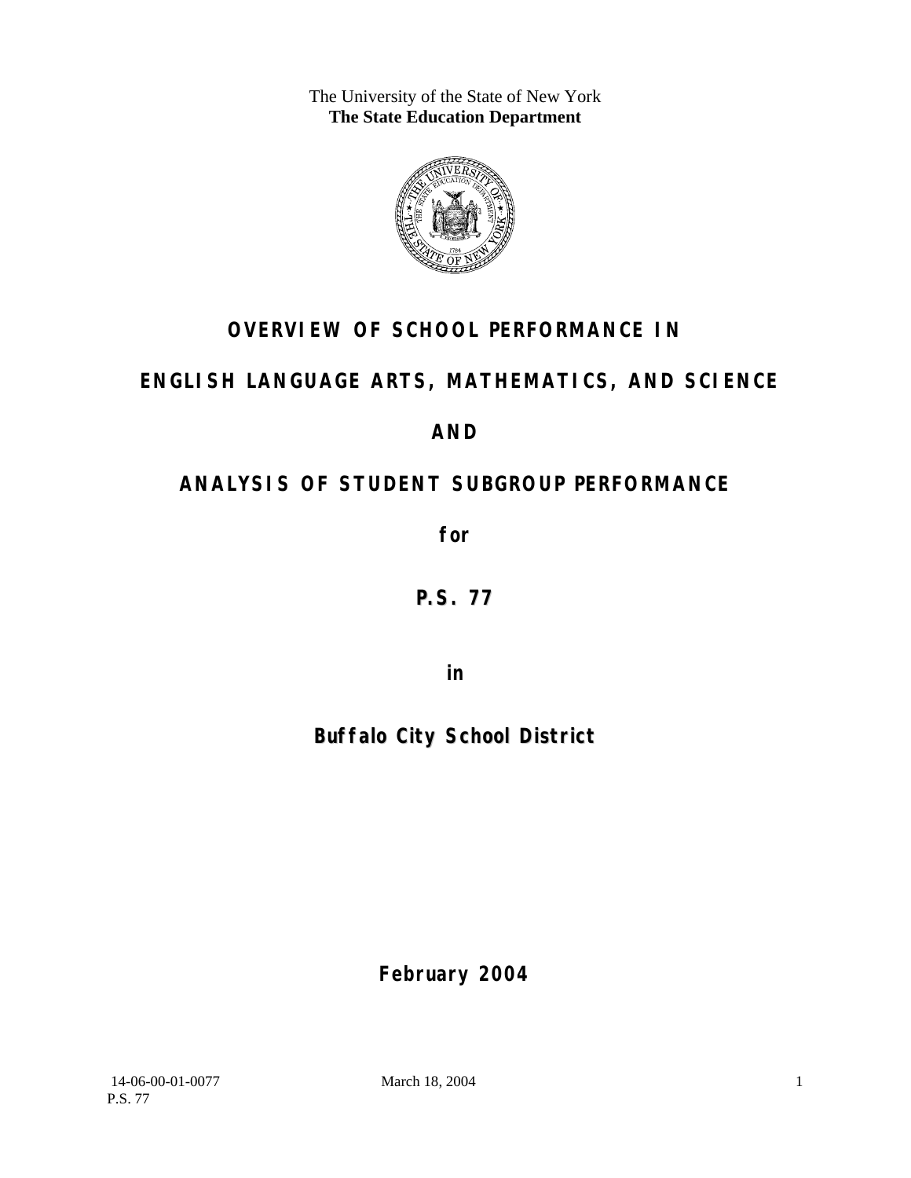The University of the State of New York
**The State Education Department**

# OVERVIEW OF SCHOOL PERFORMANCE IN

# ENGLISH LANGUAGE ARTS, MATHEMATICS, AND SCIENCE

# AND

# ANALYSIS OF STUDENT SUBGROUP PERFORMANCE

**for**

## P.S. 77

**in**

## Buffalo City School District

**February 2004**

14-06-00-01-0077 March 18, 2004
P.S. 77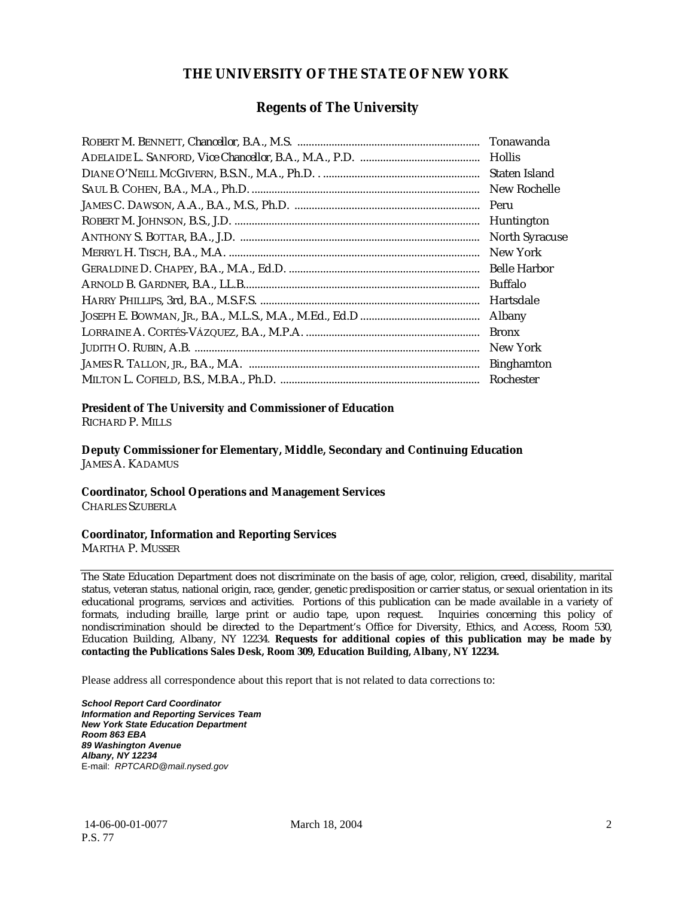# THE UNIVERSITY OF THE STATE OF NEW YORK

## Regents of The University

| | |
|---|---|
| ROBERT M. BENNETT, *Chancellor*, B.A., M.S. | Tonawanda |
| ADELAIDE L. SANFORD, *Vice Chancellor*, B.A., M.A., P.D. | Hollis |
| DIANE O'NEILL MCGIVERN, B.S.N., M.A., Ph.D. | Staten Island |
| SAUL B. COHEN, B.A., M.A., Ph.D. | New Rochelle |
| JAMES C. DAWSON, A.A., B.A., M.S., Ph.D. | Peru |
| ROBERT M. JOHNSON, B.S., J.D. | Huntington |
| ANTHONY S. BOTTAR, B.A., J.D. | North Syracuse |
| MERRYL H. TISCH, B.A., M.A. | New York |
| GERALDINE D. CHAPEY, B.A., M.A., Ed.D. | Belle Harbor |
| ARNOLD B. GARDNER, B.A., LL.B. | Buffalo |
| HARRY PHILLIPS, 3rd, B.A., M.S.F.S. | Hartsdale |
| JOSEPH E. BOWMAN, JR., B.A., M.L.S., M.A., M.Ed., Ed.D | Albany |
| LORRAINE A. CORTÉS-VÁZQUEZ, B.A., M.P.A. | Bronx |
| JUDITH O. RUBIN, A.B. | New York |
| JAMES R. TALLON, JR., B.A., M.A. | Binghamton |
| MILTON L. COFIELD, B.S., M.B.A., Ph.D. | Rochester |

**President of The University and Commissioner of Education**
RICHARD P. MILLS

**Deputy Commissioner for Elementary, Middle, Secondary and Continuing Education**
JAMES A. KADAMUS

**Coordinator, School Operations and Management Services**
CHARLES SZUBERLA

**Coordinator, Information and Reporting Services**
MARTHA P. MUSSER

---

The State Education Department does not discriminate on the basis of age, color, religion, creed, disability, marital status, veteran status, national origin, race, gender, genetic predisposition or carrier status, or sexual orientation in its educational programs, services and activities. Portions of this publication can be made available in a variety of formats, including braille, large print or audio tape, upon request. Inquiries concerning this policy of nondiscrimination should be directed to the Department's Office for Diversity, Ethics, and Access, Room 530, Education Building, Albany, NY 12234. **Requests for additional copies of this publication may be made by contacting the Publications Sales Desk, Room 309, Education Building, Albany, NY 12234.**

Please address all correspondence about this report that is not related to data corrections to:

***School Report Card Coordinator***
***Information and Reporting Services Team***
***New York State Education Department***
***Room 863 EBA***
***89 Washington Avenue***
***Albany, NY 12234***
E-mail: *RPTCARD@mail.nysed.gov*

14-06-00-01-0077
P.S. 77

March 18, 2004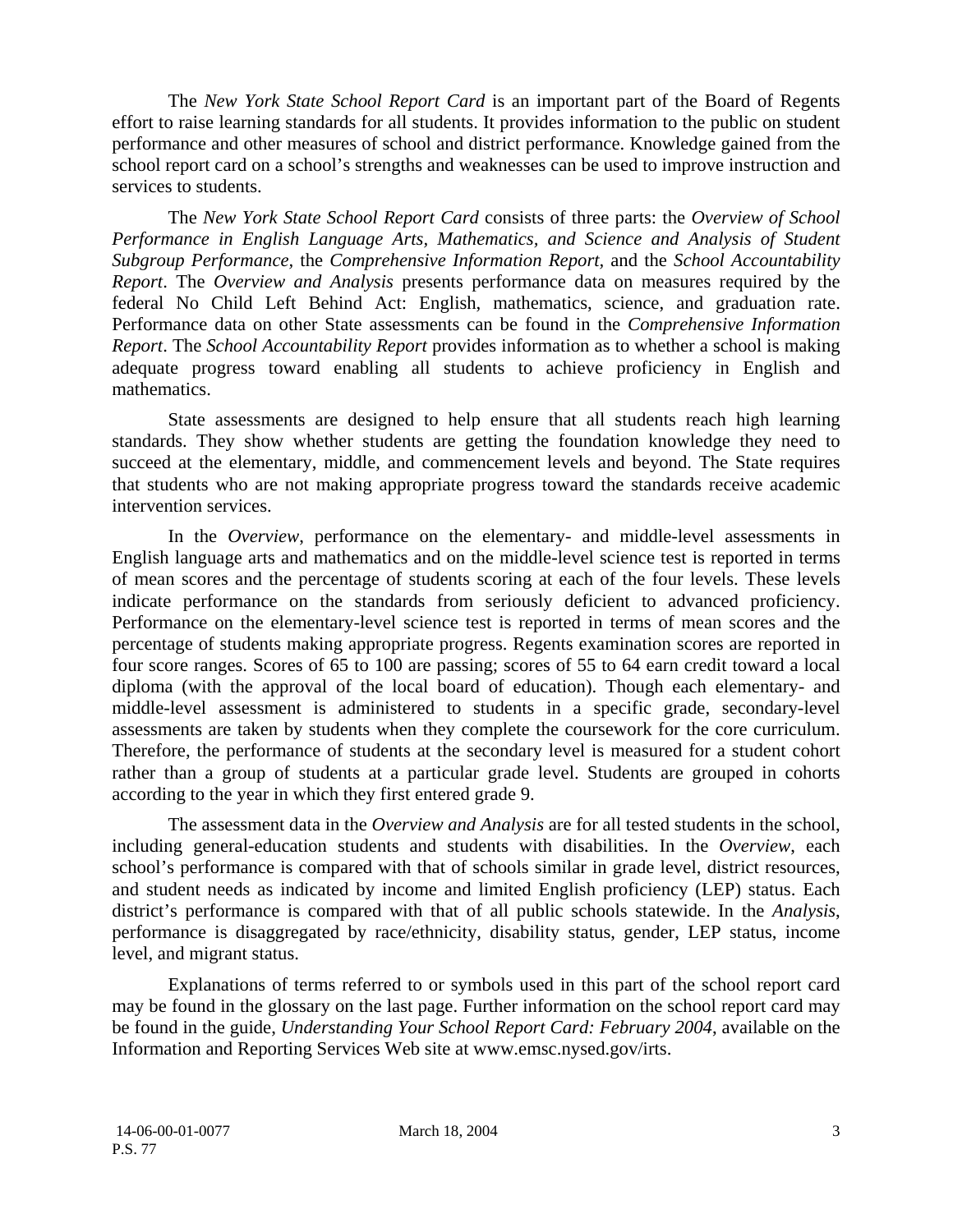The *New York State School Report Card* is an important part of the Board of Regents effort to raise learning standards for all students. It provides information to the public on student performance and other measures of school and district performance. Knowledge gained from the school report card on a school's strengths and weaknesses can be used to improve instruction and services to students.

The *New York State School Report Card* consists of three parts: the *Overview of School Performance in English Language Arts, Mathematics, and Science and Analysis of Student Subgroup Performance,* the *Comprehensive Information Report,* and the *School Accountability Report*. The *Overview and Analysis* presents performance data on measures required by the federal No Child Left Behind Act: English, mathematics, science, and graduation rate. Performance data on other State assessments can be found in the *Comprehensive Information Report*. The *School Accountability Report* provides information as to whether a school is making adequate progress toward enabling all students to achieve proficiency in English and mathematics.

State assessments are designed to help ensure that all students reach high learning standards. They show whether students are getting the foundation knowledge they need to succeed at the elementary, middle, and commencement levels and beyond. The State requires that students who are not making appropriate progress toward the standards receive academic intervention services.

In the *Overview*, performance on the elementary- and middle-level assessments in English language arts and mathematics and on the middle-level science test is reported in terms of mean scores and the percentage of students scoring at each of the four levels. These levels indicate performance on the standards from seriously deficient to advanced proficiency. Performance on the elementary-level science test is reported in terms of mean scores and the percentage of students making appropriate progress. Regents examination scores are reported in four score ranges. Scores of 65 to 100 are passing; scores of 55 to 64 earn credit toward a local diploma (with the approval of the local board of education). Though each elementary- and middle-level assessment is administered to students in a specific grade, secondary-level assessments are taken by students when they complete the coursework for the core curriculum. Therefore, the performance of students at the secondary level is measured for a student cohort rather than a group of students at a particular grade level. Students are grouped in cohorts according to the year in which they first entered grade 9.

The assessment data in the *Overview and Analysis* are for all tested students in the school, including general-education students and students with disabilities. In the *Overview*, each school's performance is compared with that of schools similar in grade level, district resources, and student needs as indicated by income and limited English proficiency (LEP) status. Each district's performance is compared with that of all public schools statewide. In the *Analysis*, performance is disaggregated by race/ethnicity, disability status, gender, LEP status, income level, and migrant status.

Explanations of terms referred to or symbols used in this part of the school report card may be found in the glossary on the last page. Further information on the school report card may be found in the guide, *Understanding Your School Report Card: February 2004*, available on the Information and Reporting Services Web site at www.emsc.nysed.gov/irts.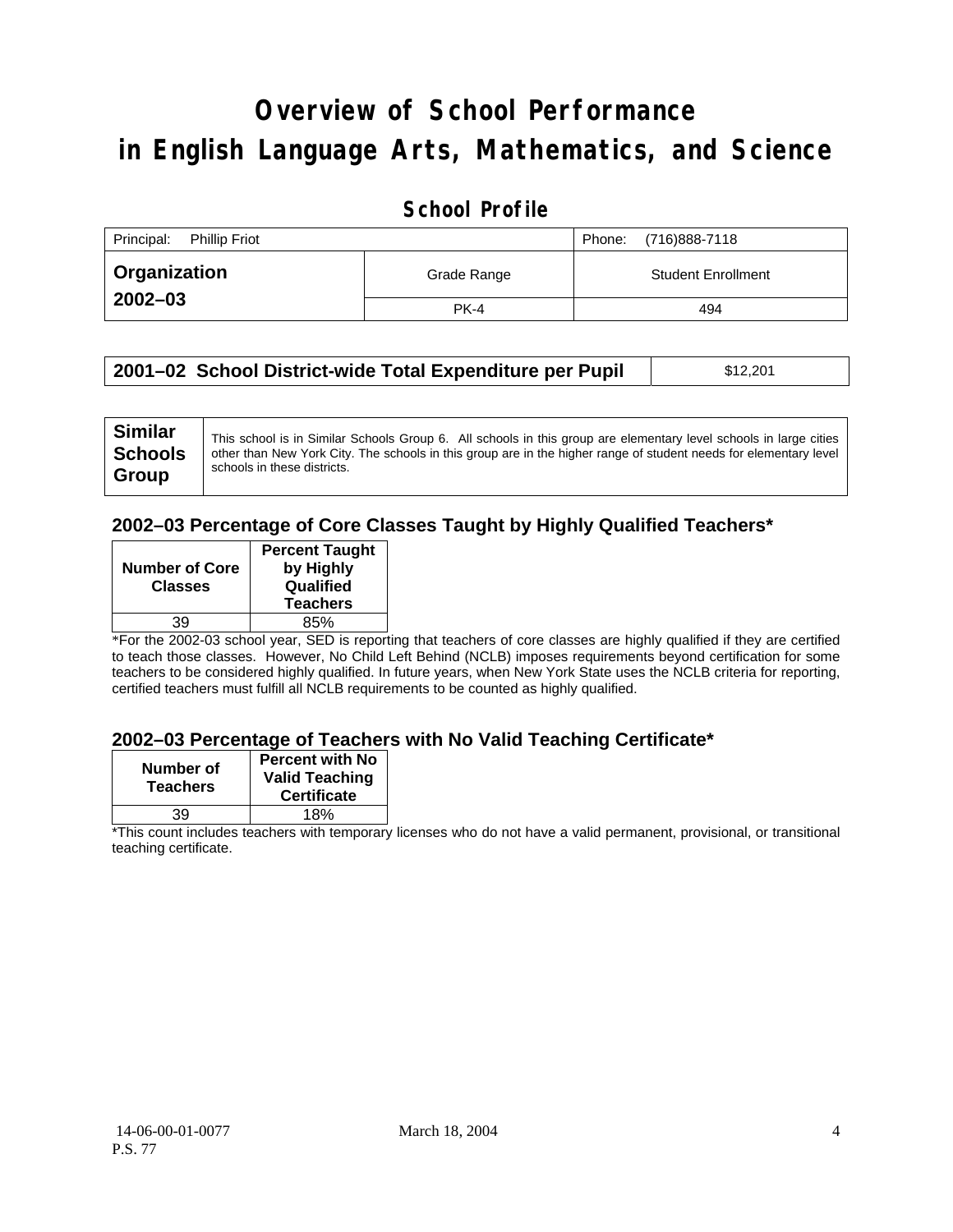# Overview of School Performance in English Language Arts, Mathematics, and Science

## School Profile

| Principal: Phillip Friot | | Phone: (716)888-7118 |
|---|---|---|
| **Organization 2002–03** | Grade Range | Student Enrollment |
| | PK-4 | 494 |

| **2001–02 School District-wide Total Expenditure per Pupil** | $12,201 |
|---|---|

| **Similar Schools Group** | This school is in Similar Schools Group 6. All schools in this group are elementary level schools in large cities other than New York City. The schools in this group are in the higher range of student needs for elementary level schools in these districts. |
|---|---|

### 2002–03 Percentage of Core Classes Taught by Highly Qualified Teachers*

| Number of Core Classes | Percent Taught by Highly Qualified Teachers |
|---|---|
| 39 | 85% |

*For the 2002-03 school year, SED is reporting that teachers of core classes are highly qualified if they are certified to teach those classes. However, No Child Left Behind (NCLB) imposes requirements beyond certification for some teachers to be considered highly qualified. In future years, when New York State uses the NCLB criteria for reporting, certified teachers must fulfill all NCLB requirements to be counted as highly qualified.

### 2002–03 Percentage of Teachers with No Valid Teaching Certificate*

| Number of Teachers | Percent with No Valid Teaching Certificate |
|---|---|
| 39 | 18% |

*This count includes teachers with temporary licenses who do not have a valid permanent, provisional, or transitional teaching certificate.

14-06-00-01-0077
P.S. 77
March 18, 2004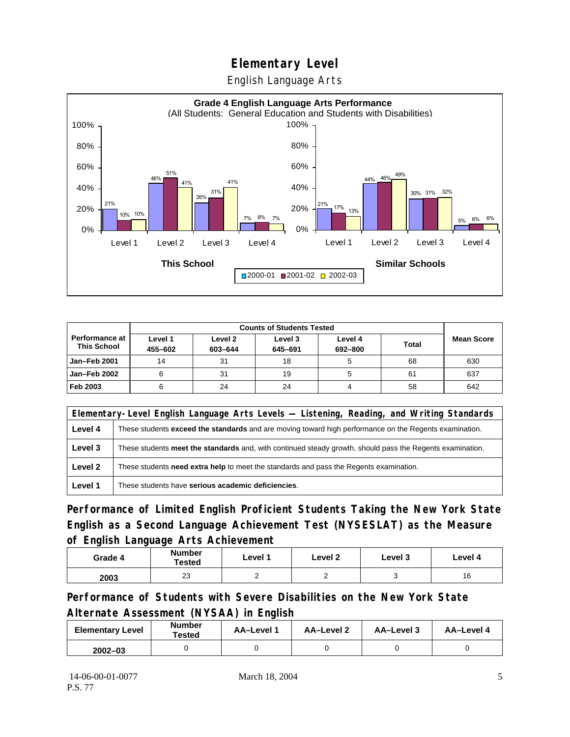# Elementary Level

English Language Arts

**Grade 4 English Language Arts Performance**
(All Students: General Education and Students with Disabilities)

| | This School 2000-01 | This School 2001-02 | This School 2002-03 | Similar Schools 2000-01 | Similar Schools 2001-02 | Similar Schools 2002-03 |
|---|---|---|---|---|---|---|
| Level 1 | 21% | 10% | 10% | 21% | 17% | 13% |
| Level 2 | 46% | 51% | 41% | 44% | 46% | 49% |
| Level 3 | 26% | 31% | 41% | 30% | 31% | 32% |
| Level 4 | 7% | 8% | 7% | 5% | 6% | 6% |

| Performance at This School | Counts of Students Tested | | | | | Mean Score |
|---|---|---|---|---|---|---|
| | Level 1 455–602 | Level 2 603–644 | Level 3 645–691 | Level 4 692–800 | Total | |
| Jan–Feb 2001 | 14 | 31 | 18 | 5 | 68 | 630 |
| Jan–Feb 2002 | 6 | 31 | 19 | 5 | 61 | 637 |
| Feb 2003 | 6 | 24 | 24 | 4 | 58 | 642 |

| Elementary-Level English Language Arts Levels — Listening, Reading, and Writing Standards | |
|---|---|
| Level 4 | These students **exceed the standards** and are moving toward high performance on the Regents examination. |
| Level 3 | These students **meet the standards** and, with continued steady growth, should pass the Regents examination. |
| Level 2 | These students **need extra help** to meet the standards and pass the Regents examination. |
| Level 1 | These students have **serious academic deficiencies**. |

## Performance of Limited English Proficient Students Taking the New York State English as a Second Language Achievement Test (NYSESLAT) as the Measure of English Language Arts Achievement

| Grade 4 | Number Tested | Level 1 | Level 2 | Level 3 | Level 4 |
|---|---|---|---|---|---|
| 2003 | 23 | 2 | 2 | 3 | 16 |

## Performance of Students with Severe Disabilities on the New York State Alternate Assessment (NYSAA) in English

| Elementary Level | Number Tested | AA–Level 1 | AA–Level 2 | AA–Level 3 | AA–Level 4 |
|---|---|---|---|---|---|
| 2002–03 | 0 | 0 | 0 | 0 | 0 |

14-06-00-01-0077
P.S. 77

March 18, 2004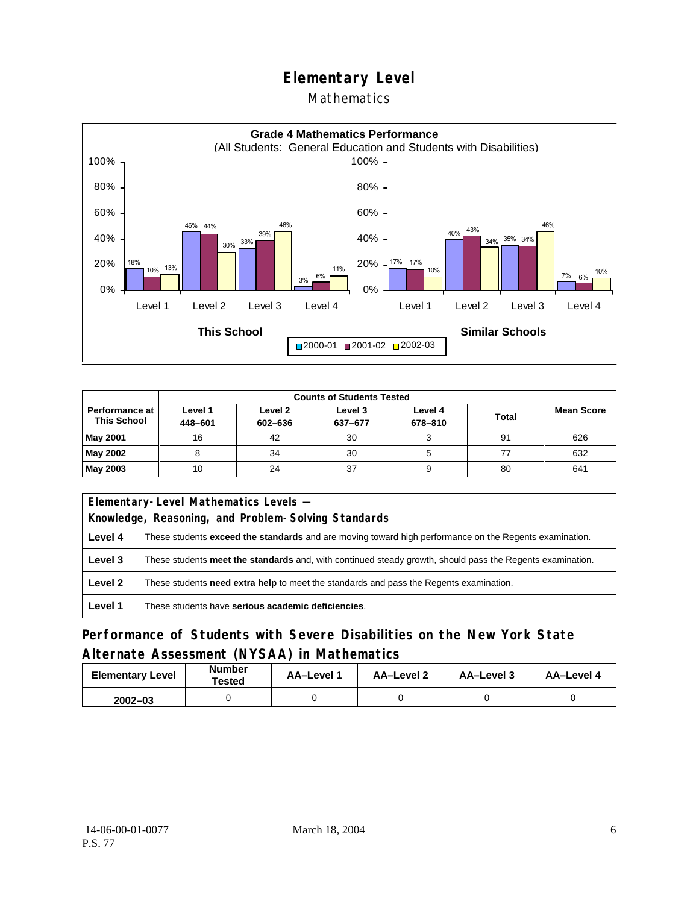# Elementary Level

## Mathematics

**Grade 4 Mathematics Performance**
(All Students: General Education and Students with Disabilities)

| | This School 2000-01 | This School 2001-02 | This School 2002-03 | Similar Schools 2000-01 | Similar Schools 2001-02 | Similar Schools 2002-03 |
|---|---|---|---|---|---|---|
| Level 1 | 18% | 10% | 13% | 17% | 17% | 10% |
| Level 2 | 46% | 44% | 30% | 40% | 43% | 34% |
| Level 3 | 33% | 39% | 46% | 35% | 34% | 46% |
| Level 4 | 3% | 6% | 11% | 7% | 6% | 10% |

| Performance at This School | Counts of Students Tested | | | | | Mean Score |
|---|---|---|---|---|---|---|
| | Level 1 448–601 | Level 2 602–636 | Level 3 637–677 | Level 4 678–810 | Total | |
| **May 2001** | 16 | 42 | 30 | 3 | 91 | 626 |
| **May 2002** | 8 | 34 | 30 | 5 | 77 | 632 |
| **May 2003** | 10 | 24 | 37 | 9 | 80 | 641 |

| Elementary-Level Mathematics Levels — Knowledge, Reasoning, and Problem-Solving Standards | |
|---|---|
| **Level 4** | These students **exceed the standards** and are moving toward high performance on the Regents examination. |
| **Level 3** | These students **meet the standards** and, with continued steady growth, should pass the Regents examination. |
| **Level 2** | These students **need extra help** to meet the standards and pass the Regents examination. |
| **Level 1** | These students have **serious academic deficiencies**. |

## Performance of Students with Severe Disabilities on the New York State Alternate Assessment (NYSAA) in Mathematics

| Elementary Level | Number Tested | AA–Level 1 | AA–Level 2 | AA–Level 3 | AA–Level 4 |
|---|---|---|---|---|---|
| 2002–03 | 0 | 0 | 0 | 0 | 0 |

14-06-00-01-0077
P.S. 77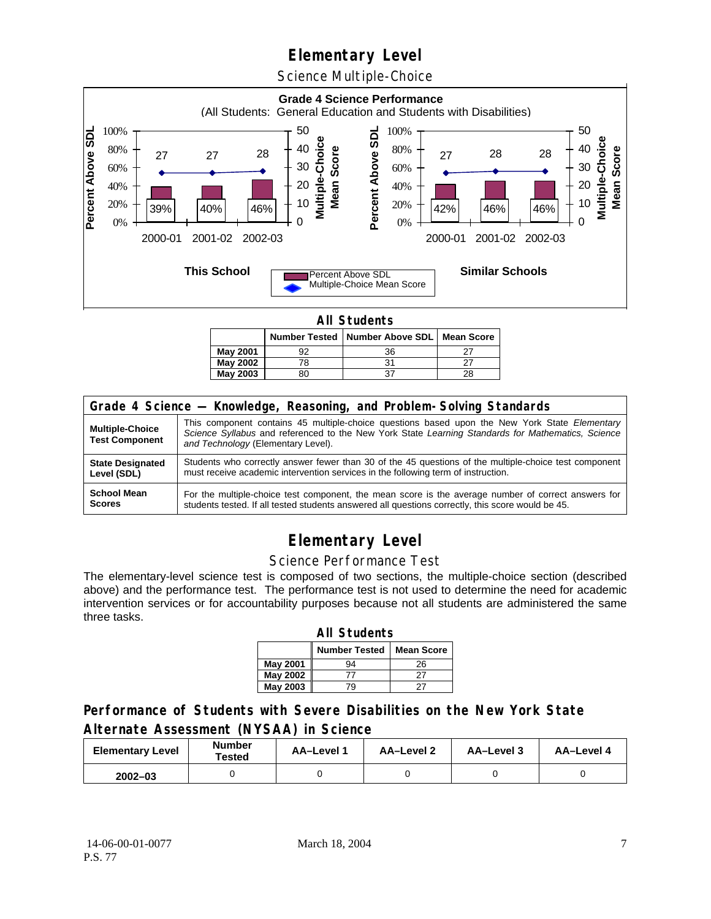# Elementary Level

## Science Multiple-Choice

**Grade 4 Science Performance**
(All Students: General Education and Students with Disabilities)

| | 2000-01 | 2001-02 | 2002-03 |
|---|---|---|---|
| **This School** – Percent Above SDL | 39% | 40% | 46% |
| **This School** – Multiple-Choice Mean Score | 27 | 27 | 28 |
| **Similar Schools** – Percent Above SDL | 42% | 46% | 46% |
| **Similar Schools** – Multiple-Choice Mean Score | 27 | 28 | 28 |

### All Students

| | Number Tested | Number Above SDL | Mean Score |
|---|---|---|---|
| **May 2001** | 92 | 36 | 27 |
| **May 2002** | 78 | 31 | 27 |
| **May 2003** | 80 | 37 | 28 |

| Grade 4 Science — Knowledge, Reasoning, and Problem-Solving Standards | |
|---|---|
| **Multiple-Choice Test Component** | This component contains 45 multiple-choice questions based upon the New York State *Elementary Science Syllabus* and referenced to the New York State *Learning Standards for Mathematics, Science and Technology* (Elementary Level). |
| **State Designated Level (SDL)** | Students who correctly answer fewer than 30 of the 45 questions of the multiple-choice test component must receive academic intervention services in the following term of instruction. |
| **School Mean Scores** | For the multiple-choice test component, the mean score is the average number of correct answers for students tested. If all tested students answered all questions correctly, this score would be 45. |

# Elementary Level

## Science Performance Test

The elementary-level science test is composed of two sections, the multiple-choice section (described above) and the performance test. The performance test is not used to determine the need for academic intervention services or for accountability purposes because not all students are administered the same three tasks.

### All Students

| | Number Tested | Mean Score |
|---|---|---|
| **May 2001** | 94 | 26 |
| **May 2002** | 77 | 27 |
| **May 2003** | 79 | 27 |

## Performance of Students with Severe Disabilities on the New York State Alternate Assessment (NYSAA) in Science

| Elementary Level | Number Tested | AA–Level 1 | AA–Level 2 | AA–Level 3 | AA–Level 4 |
|---|---|---|---|---|---|
| **2002–03** | 0 | 0 | 0 | 0 | 0 |

14-06-00-01-0077 March 18, 2004
P.S. 77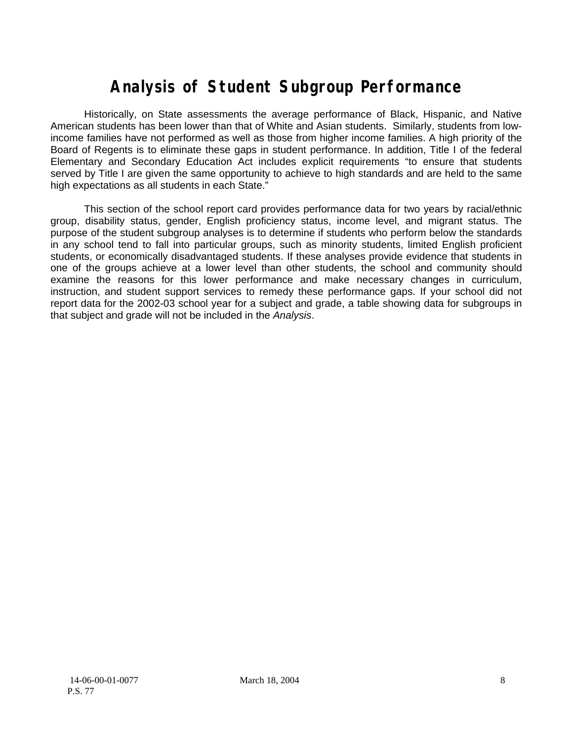# Analysis of Student Subgroup Performance

Historically, on State assessments the average performance of Black, Hispanic, and Native American students has been lower than that of White and Asian students. Similarly, students from low-income families have not performed as well as those from higher income families. A high priority of the Board of Regents is to eliminate these gaps in student performance. In addition, Title I of the federal Elementary and Secondary Education Act includes explicit requirements "to ensure that students served by Title I are given the same opportunity to achieve to high standards and are held to the same high expectations as all students in each State."

This section of the school report card provides performance data for two years by racial/ethnic group, disability status, gender, English proficiency status, income level, and migrant status. The purpose of the student subgroup analyses is to determine if students who perform below the standards in any school tend to fall into particular groups, such as minority students, limited English proficient students, or economically disadvantaged students. If these analyses provide evidence that students in one of the groups achieve at a lower level than other students, the school and community should examine the reasons for this lower performance and make necessary changes in curriculum, instruction, and student support services to remedy these performance gaps. If your school did not report data for the 2002-03 school year for a subject and grade, a table showing data for subgroups in that subject and grade will not be included in the *Analysis*.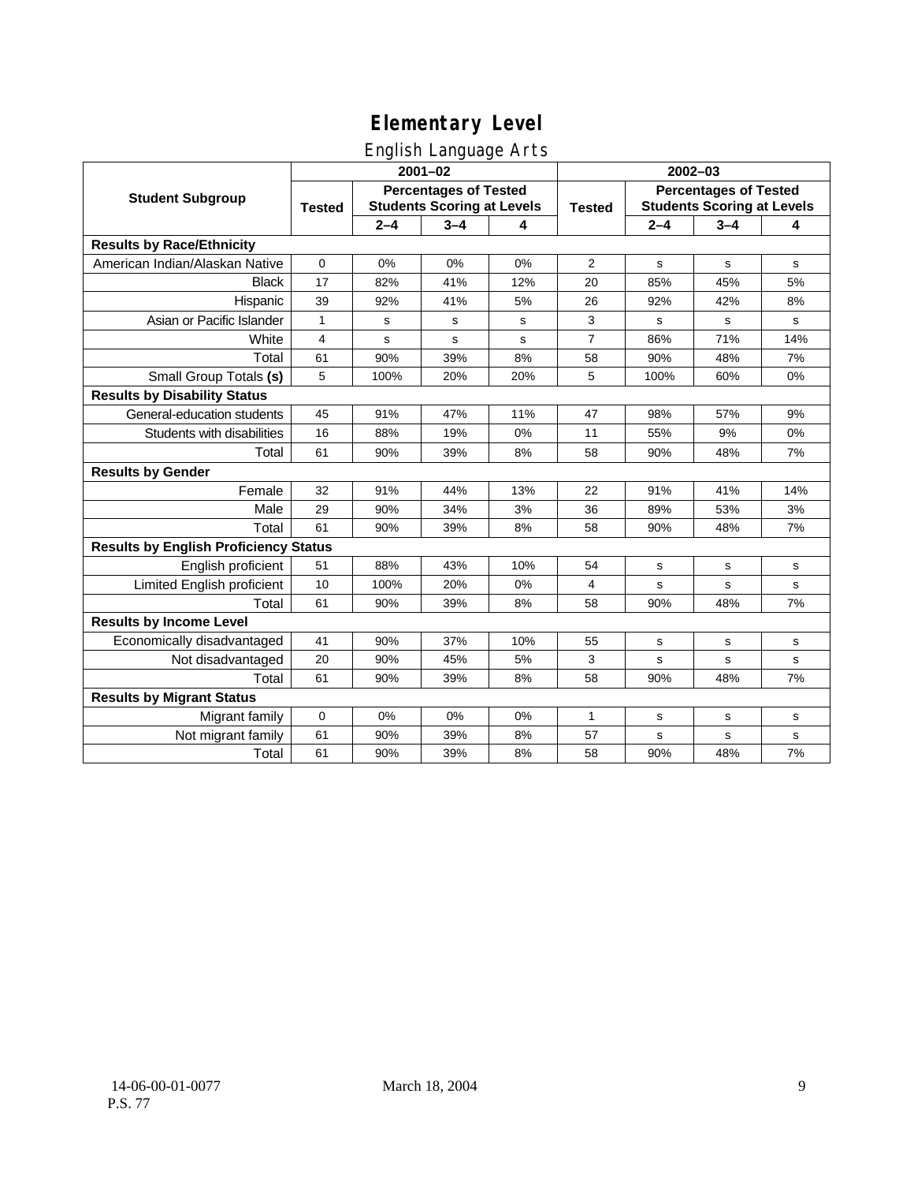# Elementary Level

## English Language Arts

| Student Subgroup | 2001–02 | | | | 2002–03 | | | |
|---|---|---|---|---|---|---|---|---|
| | Tested | Percentages of Tested Students Scoring at Levels | | | Tested | Percentages of Tested Students Scoring at Levels | | |
| | | 2–4 | 3–4 | 4 | | 2–4 | 3–4 | 4 |
| **Results by Race/Ethnicity** | | | | | | | | |
| American Indian/Alaskan Native | 0 | 0% | 0% | 0% | 2 | s | s | s |
| Black | 17 | 82% | 41% | 12% | 20 | 85% | 45% | 5% |
| Hispanic | 39 | 92% | 41% | 5% | 26 | 92% | 42% | 8% |
| Asian or Pacific Islander | 1 | s | s | s | 3 | s | s | s |
| White | 4 | s | s | s | 7 | 86% | 71% | 14% |
| Total | 61 | 90% | 39% | 8% | 58 | 90% | 48% | 7% |
| Small Group Totals **(s)** | 5 | 100% | 20% | 20% | 5 | 100% | 60% | 0% |
| **Results by Disability Status** | | | | | | | | |
| General-education students | 45 | 91% | 47% | 11% | 47 | 98% | 57% | 9% |
| Students with disabilities | 16 | 88% | 19% | 0% | 11 | 55% | 9% | 0% |
| Total | 61 | 90% | 39% | 8% | 58 | 90% | 48% | 7% |
| **Results by Gender** | | | | | | | | |
| Female | 32 | 91% | 44% | 13% | 22 | 91% | 41% | 14% |
| Male | 29 | 90% | 34% | 3% | 36 | 89% | 53% | 3% |
| Total | 61 | 90% | 39% | 8% | 58 | 90% | 48% | 7% |
| **Results by English Proficiency Status** | | | | | | | | |
| English proficient | 51 | 88% | 43% | 10% | 54 | s | s | s |
| Limited English proficient | 10 | 100% | 20% | 0% | 4 | s | s | s |
| Total | 61 | 90% | 39% | 8% | 58 | 90% | 48% | 7% |
| **Results by Income Level** | | | | | | | | |
| Economically disadvantaged | 41 | 90% | 37% | 10% | 55 | s | s | s |
| Not disadvantaged | 20 | 90% | 45% | 5% | 3 | s | s | s |
| Total | 61 | 90% | 39% | 8% | 58 | 90% | 48% | 7% |
| **Results by Migrant Status** | | | | | | | | |
| Migrant family | 0 | 0% | 0% | 0% | 1 | s | s | s |
| Not migrant family | 61 | 90% | 39% | 8% | 57 | s | s | s |
| Total | 61 | 90% | 39% | 8% | 58 | 90% | 48% | 7% |

14-06-00-01-0077
P.S. 77

March 18, 2004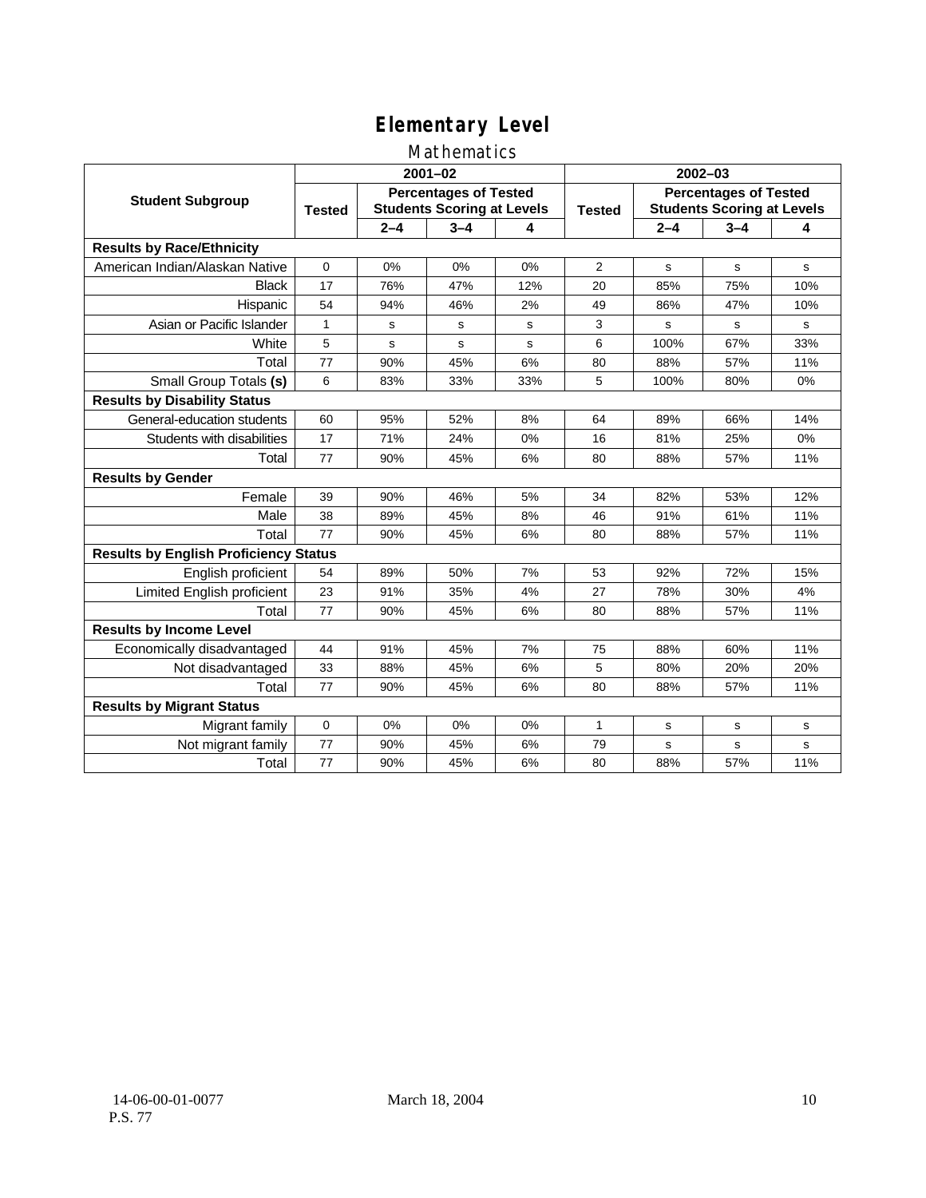# Elementary Level

## Mathematics

| Student Subgroup | 2001–02 | | | | 2002–03 | | | |
|---|---|---|---|---|---|---|---|---|
| | Tested | Percentages of Tested Students Scoring at Levels | | | Tested | Percentages of Tested Students Scoring at Levels | | |
| | | 2–4 | 3–4 | 4 | | 2–4 | 3–4 | 4 |
| **Results by Race/Ethnicity** | | | | | | | | |
| American Indian/Alaskan Native | 0 | 0% | 0% | 0% | 2 | s | s | s |
| Black | 17 | 76% | 47% | 12% | 20 | 85% | 75% | 10% |
| Hispanic | 54 | 94% | 46% | 2% | 49 | 86% | 47% | 10% |
| Asian or Pacific Islander | 1 | s | s | s | 3 | s | s | s |
| White | 5 | s | s | s | 6 | 100% | 67% | 33% |
| Total | 77 | 90% | 45% | 6% | 80 | 88% | 57% | 11% |
| Small Group Totals **(s)** | 6 | 83% | 33% | 33% | 5 | 100% | 80% | 0% |
| **Results by Disability Status** | | | | | | | | |
| General-education students | 60 | 95% | 52% | 8% | 64 | 89% | 66% | 14% |
| Students with disabilities | 17 | 71% | 24% | 0% | 16 | 81% | 25% | 0% |
| Total | 77 | 90% | 45% | 6% | 80 | 88% | 57% | 11% |
| **Results by Gender** | | | | | | | | |
| Female | 39 | 90% | 46% | 5% | 34 | 82% | 53% | 12% |
| Male | 38 | 89% | 45% | 8% | 46 | 91% | 61% | 11% |
| Total | 77 | 90% | 45% | 6% | 80 | 88% | 57% | 11% |
| **Results by English Proficiency Status** | | | | | | | | |
| English proficient | 54 | 89% | 50% | 7% | 53 | 92% | 72% | 15% |
| Limited English proficient | 23 | 91% | 35% | 4% | 27 | 78% | 30% | 4% |
| Total | 77 | 90% | 45% | 6% | 80 | 88% | 57% | 11% |
| **Results by Income Level** | | | | | | | | |
| Economically disadvantaged | 44 | 91% | 45% | 7% | 75 | 88% | 60% | 11% |
| Not disadvantaged | 33 | 88% | 45% | 6% | 5 | 80% | 20% | 20% |
| Total | 77 | 90% | 45% | 6% | 80 | 88% | 57% | 11% |
| **Results by Migrant Status** | | | | | | | | |
| Migrant family | 0 | 0% | 0% | 0% | 1 | s | s | s |
| Not migrant family | 77 | 90% | 45% | 6% | 79 | s | s | s |
| Total | 77 | 90% | 45% | 6% | 80 | 88% | 57% | 11% |

14-06-00-01-0077
P.S. 77

March 18, 2004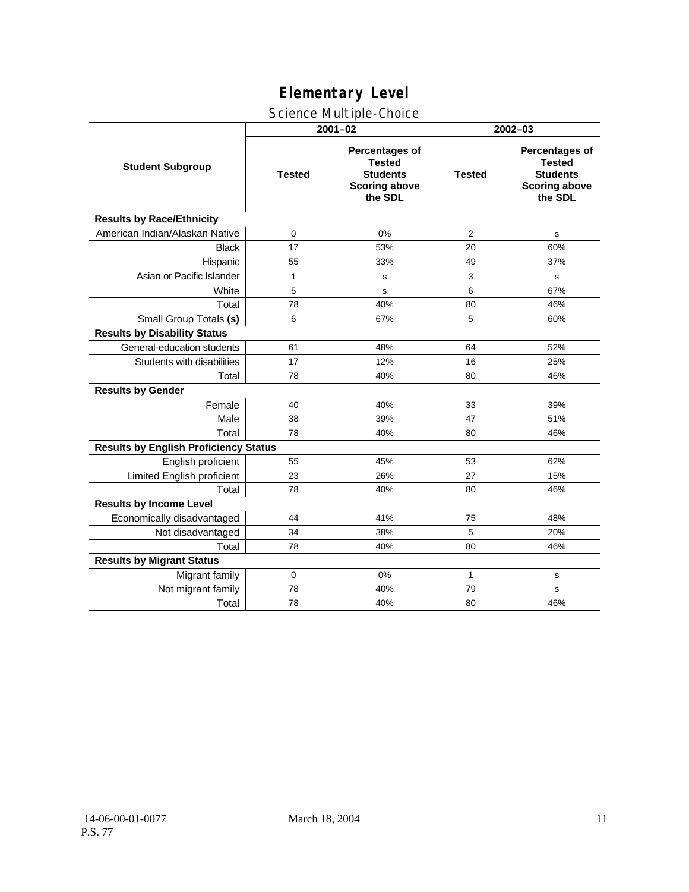# Elementary Level

## Science Multiple-Choice

| Student Subgroup | 2001–02 | | 2002–03 | |
|---|---|---|---|---|
| | **Tested** | **Percentages of Tested Students Scoring above the SDL** | **Tested** | **Percentages of Tested Students Scoring above the SDL** |
| **Results by Race/Ethnicity** | | | | |
| American Indian/Alaskan Native | 0 | 0% | 2 | s |
| Black | 17 | 53% | 20 | 60% |
| Hispanic | 55 | 33% | 49 | 37% |
| Asian or Pacific Islander | 1 | s | 3 | s |
| White | 5 | s | 6 | 67% |
| Total | 78 | 40% | 80 | 46% |
| Small Group Totals **(s)** | 6 | 67% | 5 | 60% |
| **Results by Disability Status** | | | | |
| General-education students | 61 | 48% | 64 | 52% |
| Students with disabilities | 17 | 12% | 16 | 25% |
| Total | 78 | 40% | 80 | 46% |
| **Results by Gender** | | | | |
| Female | 40 | 40% | 33 | 39% |
| Male | 38 | 39% | 47 | 51% |
| Total | 78 | 40% | 80 | 46% |
| **Results by English Proficiency Status** | | | | |
| English proficient | 55 | 45% | 53 | 62% |
| Limited English proficient | 23 | 26% | 27 | 15% |
| Total | 78 | 40% | 80 | 46% |
| **Results by Income Level** | | | | |
| Economically disadvantaged | 44 | 41% | 75 | 48% |
| Not disadvantaged | 34 | 38% | 5 | 20% |
| Total | 78 | 40% | 80 | 46% |
| **Results by Migrant Status** | | | | |
| Migrant family | 0 | 0% | 1 | s |
| Not migrant family | 78 | 40% | 79 | s |
| Total | 78 | 40% | 80 | 46% |

14-06-00-01-0077 P.S. 77 — March 18, 2004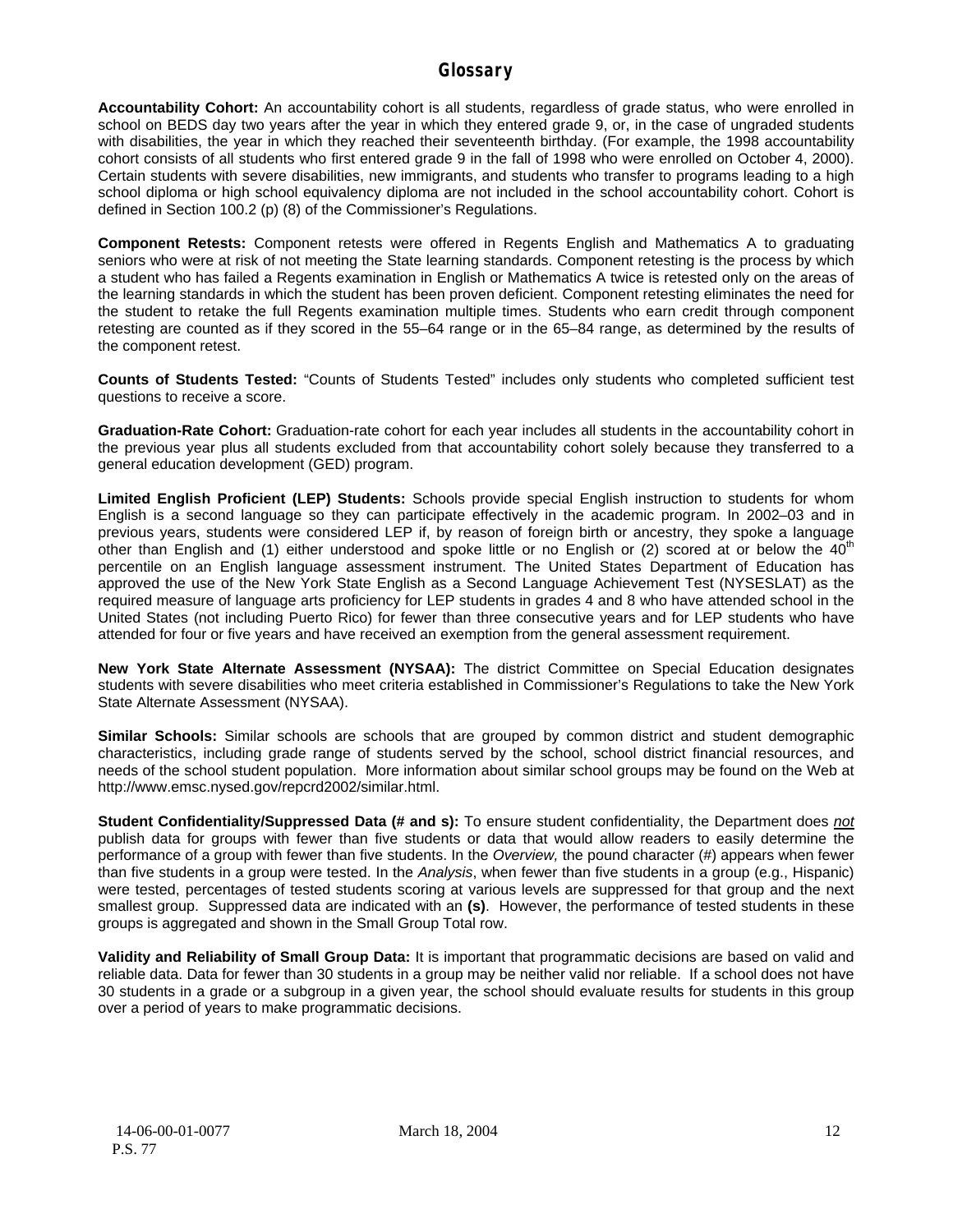# Glossary

**Accountability Cohort:** An accountability cohort is all students, regardless of grade status, who were enrolled in school on BEDS day two years after the year in which they entered grade 9, or, in the case of ungraded students with disabilities, the year in which they reached their seventeenth birthday. (For example, the 1998 accountability cohort consists of all students who first entered grade 9 in the fall of 1998 who were enrolled on October 4, 2000). Certain students with severe disabilities, new immigrants, and students who transfer to programs leading to a high school diploma or high school equivalency diploma are not included in the school accountability cohort. Cohort is defined in Section 100.2 (p) (8) of the Commissioner's Regulations.

**Component Retests:** Component retests were offered in Regents English and Mathematics A to graduating seniors who were at risk of not meeting the State learning standards. Component retesting is the process by which a student who has failed a Regents examination in English or Mathematics A twice is retested only on the areas of the learning standards in which the student has been proven deficient. Component retesting eliminates the need for the student to retake the full Regents examination multiple times. Students who earn credit through component retesting are counted as if they scored in the 55–64 range or in the 65–84 range, as determined by the results of the component retest.

**Counts of Students Tested:** "Counts of Students Tested" includes only students who completed sufficient test questions to receive a score.

**Graduation-Rate Cohort:** Graduation-rate cohort for each year includes all students in the accountability cohort in the previous year plus all students excluded from that accountability cohort solely because they transferred to a general education development (GED) program.

**Limited English Proficient (LEP) Students:** Schools provide special English instruction to students for whom English is a second language so they can participate effectively in the academic program. In 2002–03 and in previous years, students were considered LEP if, by reason of foreign birth or ancestry, they spoke a language other than English and (1) either understood and spoke little or no English or (2) scored at or below the 40th percentile on an English language assessment instrument. The United States Department of Education has approved the use of the New York State English as a Second Language Achievement Test (NYSESLAT) as the required measure of language arts proficiency for LEP students in grades 4 and 8 who have attended school in the United States (not including Puerto Rico) for fewer than three consecutive years and for LEP students who have attended for four or five years and have received an exemption from the general assessment requirement.

**New York State Alternate Assessment (NYSAA):** The district Committee on Special Education designates students with severe disabilities who meet criteria established in Commissioner's Regulations to take the New York State Alternate Assessment (NYSAA).

**Similar Schools:** Similar schools are schools that are grouped by common district and student demographic characteristics, including grade range of students served by the school, school district financial resources, and needs of the school student population. More information about similar school groups may be found on the Web at http://www.emsc.nysed.gov/repcrd2002/similar.html.

**Student Confidentiality/Suppressed Data (# and s):** To ensure student confidentiality, the Department does *not* publish data for groups with fewer than five students or data that would allow readers to easily determine the performance of a group with fewer than five students. In the *Overview,* the pound character (#) appears when fewer than five students in a group were tested. In the *Analysis*, when fewer than five students in a group (e.g., Hispanic) were tested, percentages of tested students scoring at various levels are suppressed for that group and the next smallest group. Suppressed data are indicated with an **(s)**. However, the performance of tested students in these groups is aggregated and shown in the Small Group Total row.

**Validity and Reliability of Small Group Data:** It is important that programmatic decisions are based on valid and reliable data. Data for fewer than 30 students in a group may be neither valid nor reliable. If a school does not have 30 students in a grade or a subgroup in a given year, the school should evaluate results for students in this group over a period of years to make programmatic decisions.